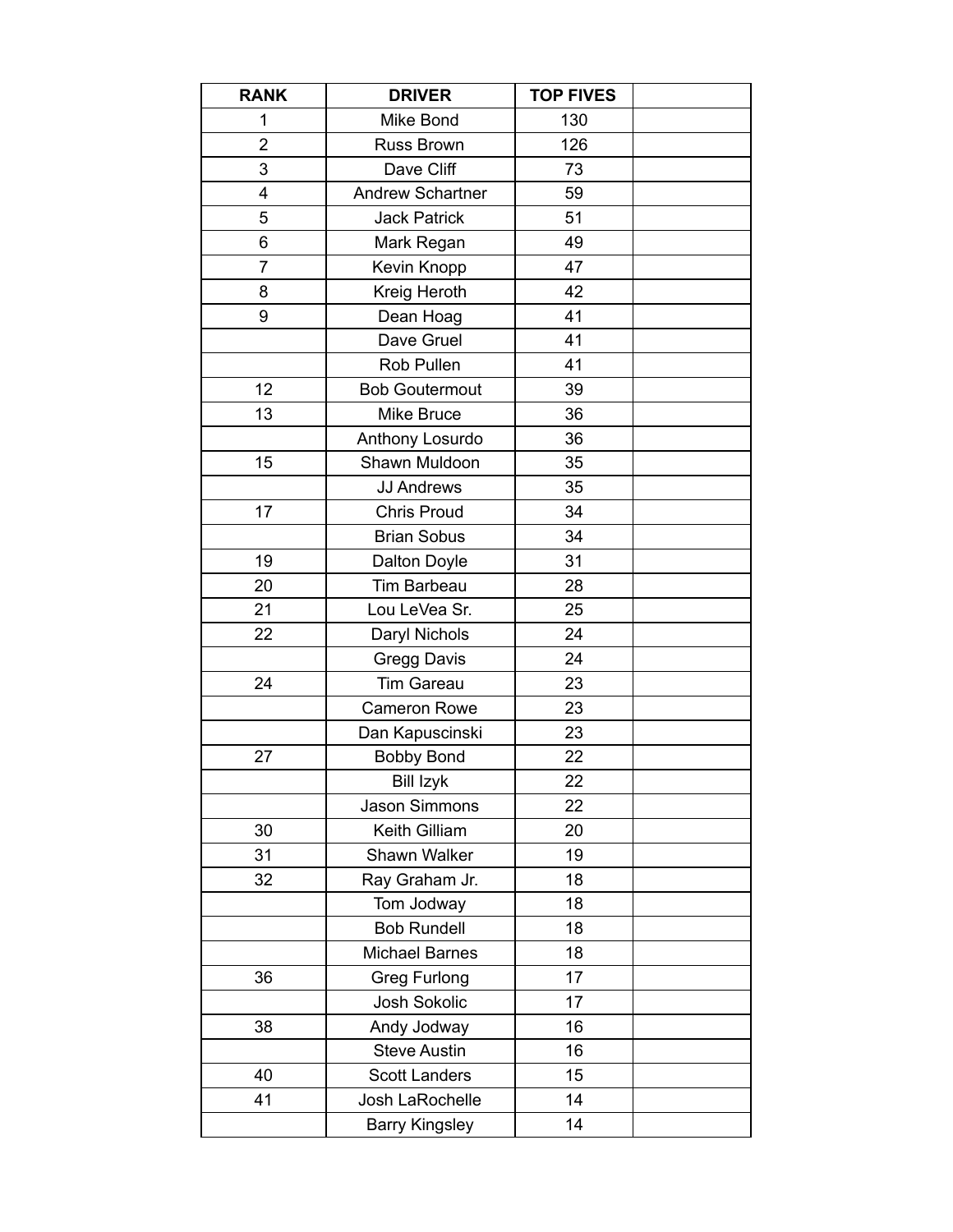| RANK | DRIVER | TOP FIVES | |
|---|---|---|---|
| 1 | Mike Bond | 130 | |
| 2 | Russ Brown | 126 | |
| 3 | Dave Cliff | 73 | |
| 4 | Andrew Schartner | 59 | |
| 5 | Jack Patrick | 51 | |
| 6 | Mark Regan | 49 | |
| 7 | Kevin Knopp | 47 | |
| 8 | Kreig Heroth | 42 | |
| 9 | Dean Hoag | 41 | |
| | Dave Gruel | 41 | |
| | Rob Pullen | 41 | |
| 12 | Bob Goutermout | 39 | |
| 13 | Mike Bruce | 36 | |
| | Anthony Losurdo | 36 | |
| 15 | Shawn Muldoon | 35 | |
| | JJ Andrews | 35 | |
| 17 | Chris Proud | 34 | |
| | Brian Sobus | 34 | |
| 19 | Dalton Doyle | 31 | |
| 20 | Tim Barbeau | 28 | |
| 21 | Lou LeVea Sr. | 25 | |
| 22 | Daryl Nichols | 24 | |
| | Gregg Davis | 24 | |
| 24 | Tim Gareau | 23 | |
| | Cameron Rowe | 23 | |
| | Dan Kapuscinski | 23 | |
| 27 | Bobby Bond | 22 | |
| | Bill Izyk | 22 | |
| | Jason Simmons | 22 | |
| 30 | Keith Gilliam | 20 | |
| 31 | Shawn Walker | 19 | |
| 32 | Ray Graham Jr. | 18 | |
| | Tom Jodway | 18 | |
| | Bob Rundell | 18 | |
| | Michael Barnes | 18 | |
| 36 | Greg Furlong | 17 | |
| | Josh Sokolic | 17 | |
| 38 | Andy Jodway | 16 | |
| | Steve Austin | 16 | |
| 40 | Scott Landers | 15 | |
| 41 | Josh LaRochelle | 14 | |
| | Barry Kingsley | 14 | |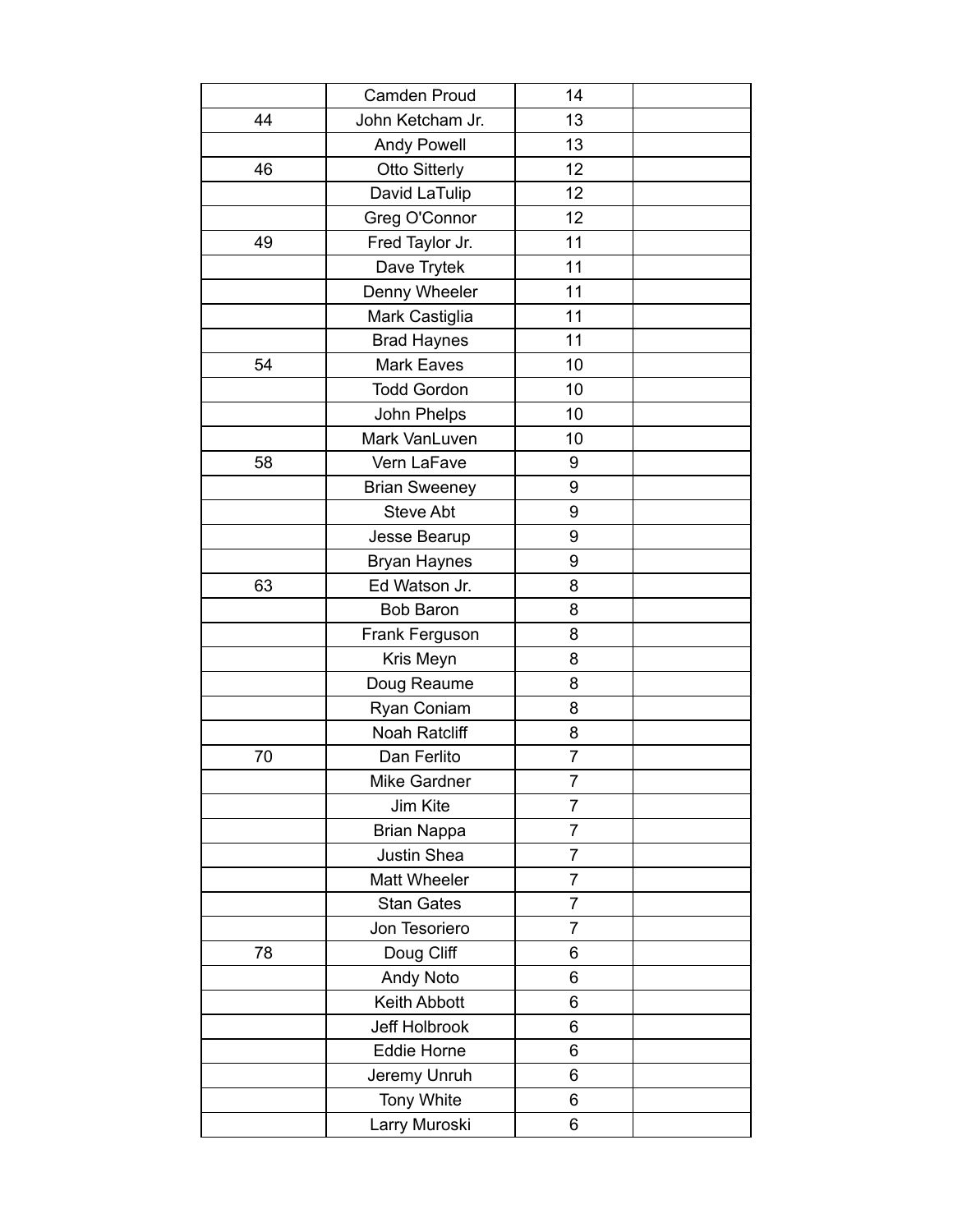| | | | |
|---|---|---|---|
| | Camden Proud | 14 | |
| 44 | John Ketcham Jr. | 13 | |
| | Andy Powell | 13 | |
| 46 | Otto Sitterly | 12 | |
| | David LaTulip | 12 | |
| | Greg O'Connor | 12 | |
| 49 | Fred Taylor Jr. | 11 | |
| | Dave Trytek | 11 | |
| | Denny Wheeler | 11 | |
| | Mark Castiglia | 11 | |
| | Brad Haynes | 11 | |
| 54 | Mark Eaves | 10 | |
| | Todd Gordon | 10 | |
| | John Phelps | 10 | |
| | Mark VanLuven | 10 | |
| 58 | Vern LaFave | 9 | |
| | Brian Sweeney | 9 | |
| | Steve Abt | 9 | |
| | Jesse Bearup | 9 | |
| | Bryan Haynes | 9 | |
| 63 | Ed Watson Jr. | 8 | |
| | Bob Baron | 8 | |
| | Frank Ferguson | 8 | |
| | Kris Meyn | 8 | |
| | Doug Reaume | 8 | |
| | Ryan Coniam | 8 | |
| | Noah Ratcliff | 8 | |
| 70 | Dan Ferlito | 7 | |
| | Mike Gardner | 7 | |
| | Jim Kite | 7 | |
| | Brian Nappa | 7 | |
| | Justin Shea | 7 | |
| | Matt Wheeler | 7 | |
| | Stan Gates | 7 | |
| | Jon Tesoriero | 7 | |
| 78 | Doug Cliff | 6 | |
| | Andy Noto | 6 | |
| | Keith Abbott | 6 | |
| | Jeff Holbrook | 6 | |
| | Eddie Horne | 6 | |
| | Jeremy Unruh | 6 | |
| | Tony White | 6 | |
| | Larry Muroski | 6 | |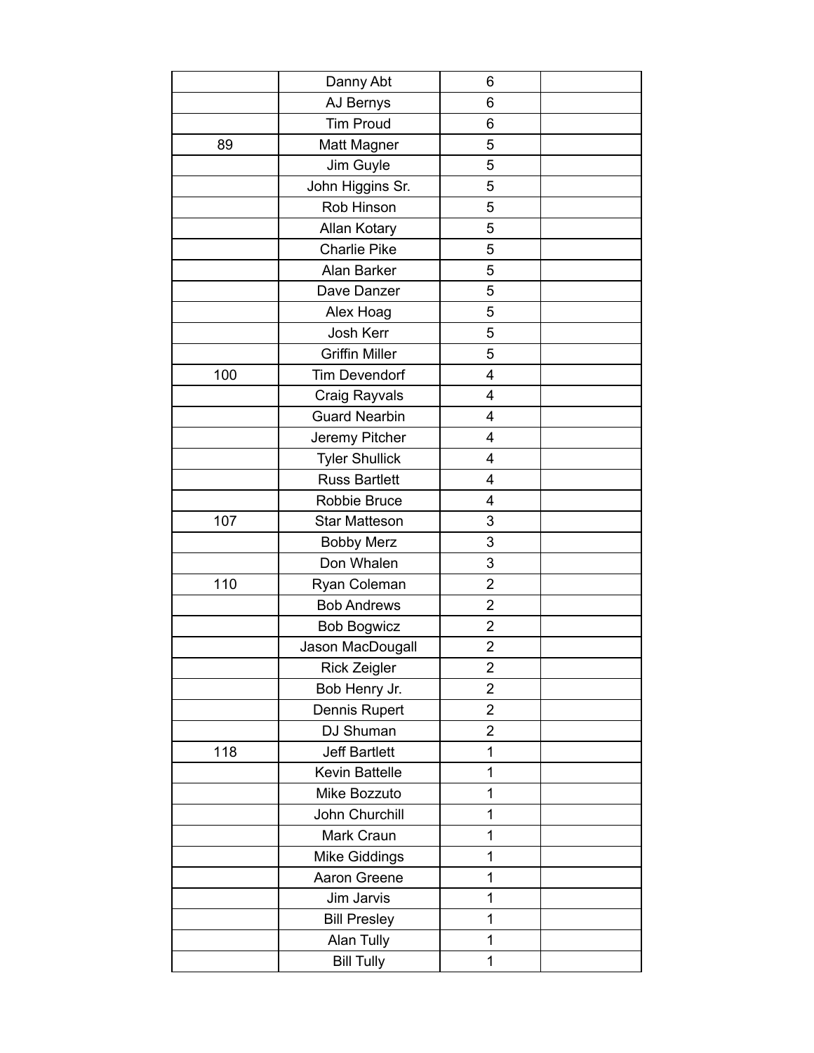| | | | |
|---|---|---|---|
| | Danny Abt | 6 | |
| | AJ Bernys | 6 | |
| | Tim Proud | 6 | |
| 89 | Matt Magner | 5 | |
| | Jim Guyle | 5 | |
| | John Higgins Sr. | 5 | |
| | Rob Hinson | 5 | |
| | Allan Kotary | 5 | |
| | Charlie Pike | 5 | |
| | Alan Barker | 5 | |
| | Dave Danzer | 5 | |
| | Alex Hoag | 5 | |
| | Josh Kerr | 5 | |
| | Griffin Miller | 5 | |
| 100 | Tim Devendorf | 4 | |
| | Craig Rayvals | 4 | |
| | Guard Nearbin | 4 | |
| | Jeremy Pitcher | 4 | |
| | Tyler Shullick | 4 | |
| | Russ Bartlett | 4 | |
| | Robbie Bruce | 4 | |
| 107 | Star Matteson | 3 | |
| | Bobby Merz | 3 | |
| | Don Whalen | 3 | |
| 110 | Ryan Coleman | 2 | |
| | Bob Andrews | 2 | |
| | Bob Bogwicz | 2 | |
| | Jason MacDougall | 2 | |
| | Rick Zeigler | 2 | |
| | Bob Henry Jr. | 2 | |
| | Dennis Rupert | 2 | |
| | DJ Shuman | 2 | |
| 118 | Jeff Bartlett | 1 | |
| | Kevin Battelle | 1 | |
| | Mike Bozzuto | 1 | |
| | John Churchill | 1 | |
| | Mark Craun | 1 | |
| | Mike Giddings | 1 | |
| | Aaron Greene | 1 | |
| | Jim Jarvis | 1 | |
| | Bill Presley | 1 | |
| | Alan Tully | 1 | |
| | Bill Tully | 1 | |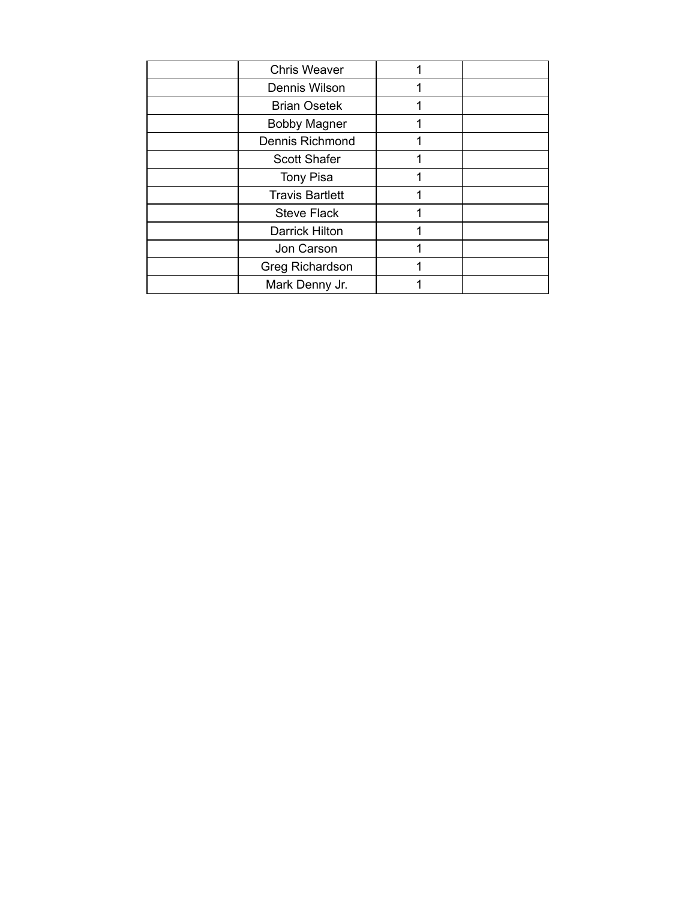| | | | |
|---|---|---|---|
| | Chris Weaver | 1 | |
| | Dennis Wilson | 1 | |
| | Brian Osetek | 1 | |
| | Bobby Magner | 1 | |
| | Dennis Richmond | 1 | |
| | Scott Shafer | 1 | |
| | Tony Pisa | 1 | |
| | Travis Bartlett | 1 | |
| | Steve Flack | 1 | |
| | Darrick Hilton | 1 | |
| | Jon Carson | 1 | |
| | Greg Richardson | 1 | |
| | Mark Denny Jr. | 1 | |